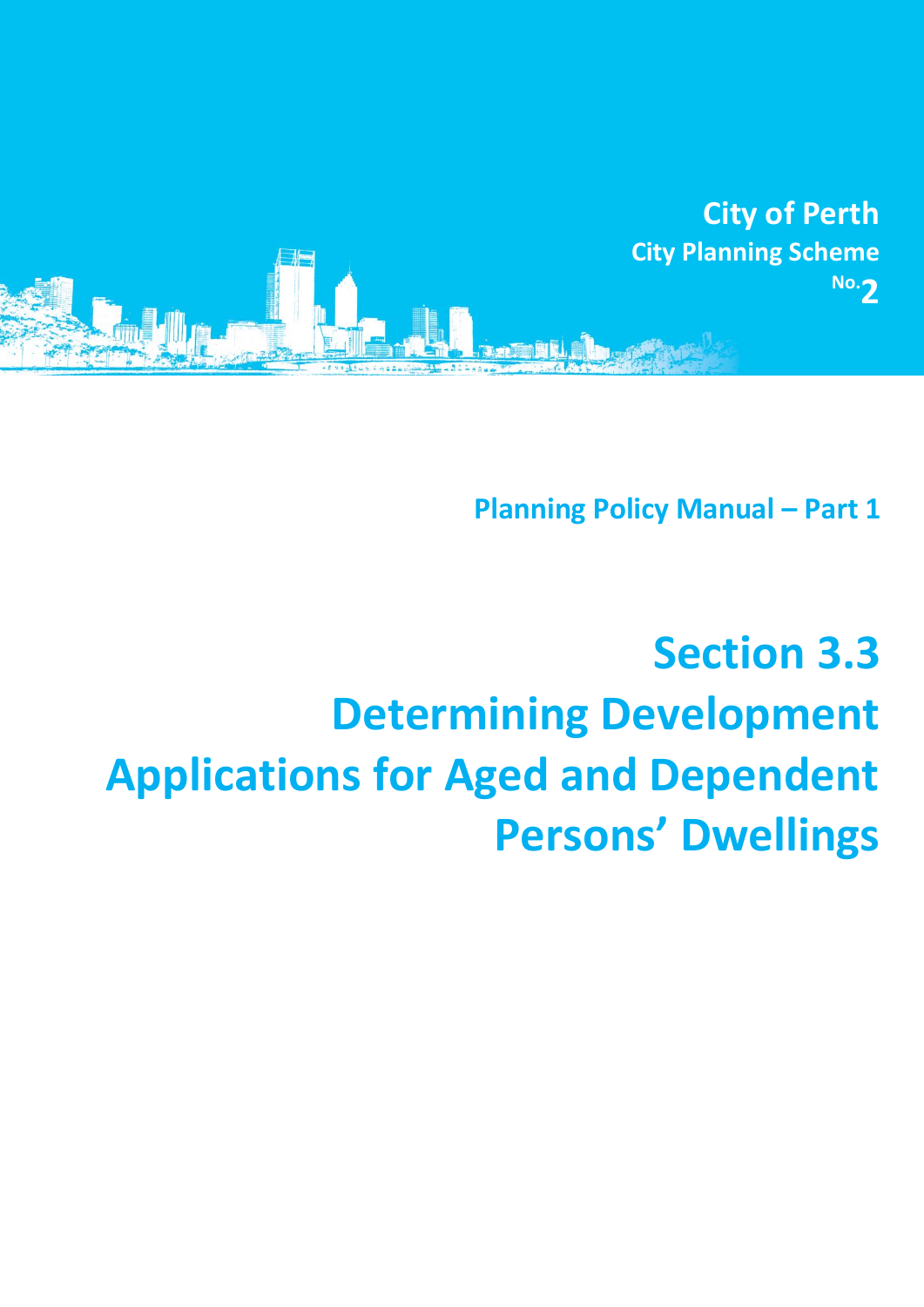City of Perth

City Planning Scheme No. 2

Planning Policy Manual – Part 1

# Section 3.3 Determining Development Applications for Aged and Dependent Persons' Dwellings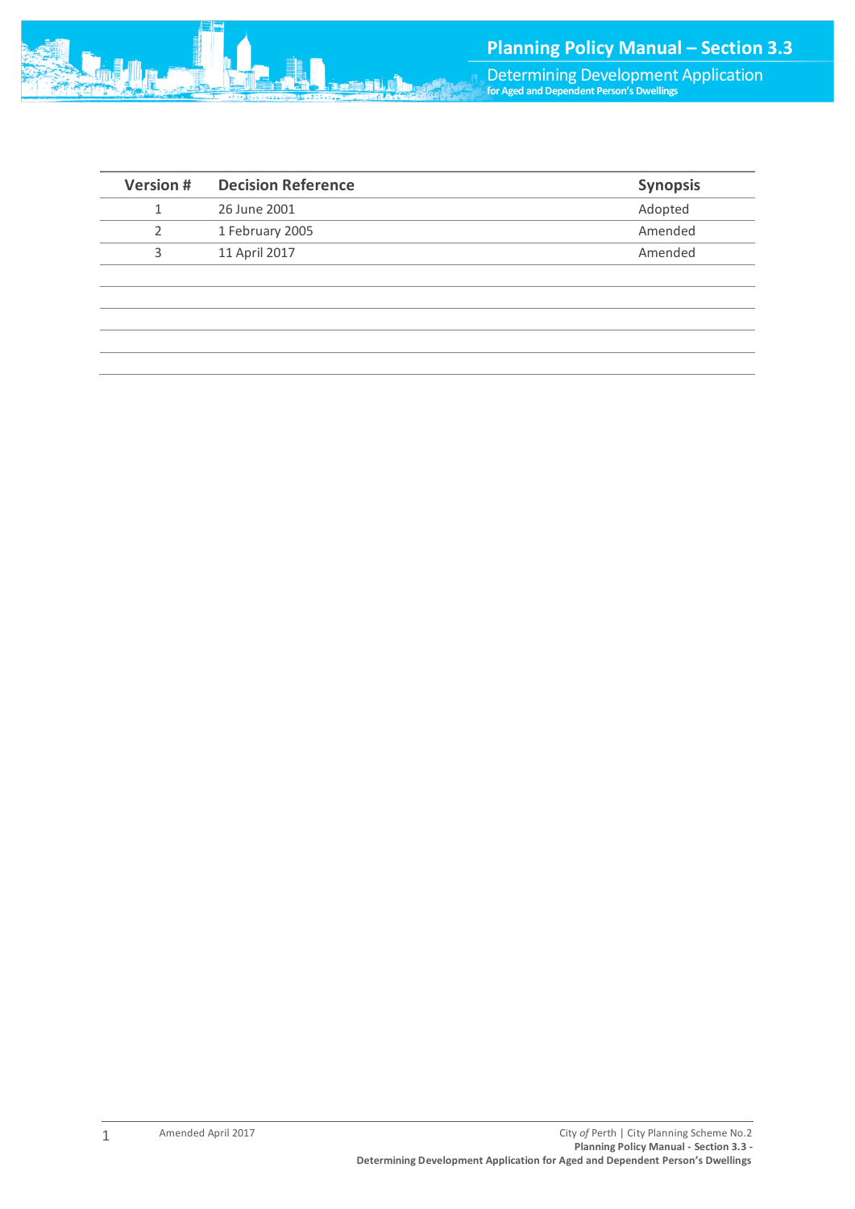| Version # | Decision Reference | Synopsis |
|---|---|---|
| 1 | 26 June 2001 | Adopted |
| 2 | 1 February 2005 | Amended |
| 3 | 11 April 2017 | Amended |
| | | |
| | | |
| | | |
| | | |
| | | |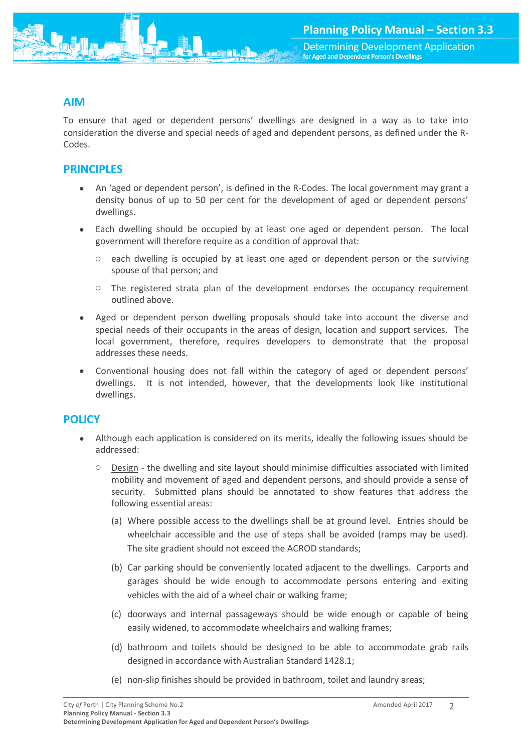## AIM

To ensure that aged or dependent persons' dwellings are designed in a way as to take into consideration the diverse and special needs of aged and dependent persons, as defined under the R-Codes.

## PRINCIPLES

- An 'aged or dependent person', is defined in the R-Codes. The local government may grant a density bonus of up to 50 per cent for the development of aged or dependent persons' dwellings.
- Each dwelling should be occupied by at least one aged or dependent person. The local government will therefore require as a condition of approval that:
  - each dwelling is occupied by at least one aged or dependent person or the surviving spouse of that person; and
  - The registered strata plan of the development endorses the occupancy requirement outlined above.
- Aged or dependent person dwelling proposals should take into account the diverse and special needs of their occupants in the areas of design, location and support services. The local government, therefore, requires developers to demonstrate that the proposal addresses these needs.
- Conventional housing does not fall within the category of aged or dependent persons' dwellings. It is not intended, however, that the developments look like institutional dwellings.

## POLICY

- Although each application is considered on its merits, ideally the following issues should be addressed:
  - <u>Design</u> - the dwelling and site layout should minimise difficulties associated with limited mobility and movement of aged and dependent persons, and should provide a sense of security. Submitted plans should be annotated to show features that address the following essential areas:

    (a) Where possible access to the dwellings shall be at ground level. Entries should be wheelchair accessible and the use of steps shall be avoided (ramps may be used). The site gradient should not exceed the ACROD standards;

    (b) Car parking should be conveniently located adjacent to the dwellings. Carports and garages should be wide enough to accommodate persons entering and exiting vehicles with the aid of a wheel chair or walking frame;

    (c) doorways and internal passageways should be wide enough or capable of being easily widened, to accommodate wheelchairs and walking frames;

    (d) bathroom and toilets should be designed to be able to accommodate grab rails designed in accordance with Australian Standard 1428.1;

    (e) non-slip finishes should be provided in bathroom, toilet and laundry areas;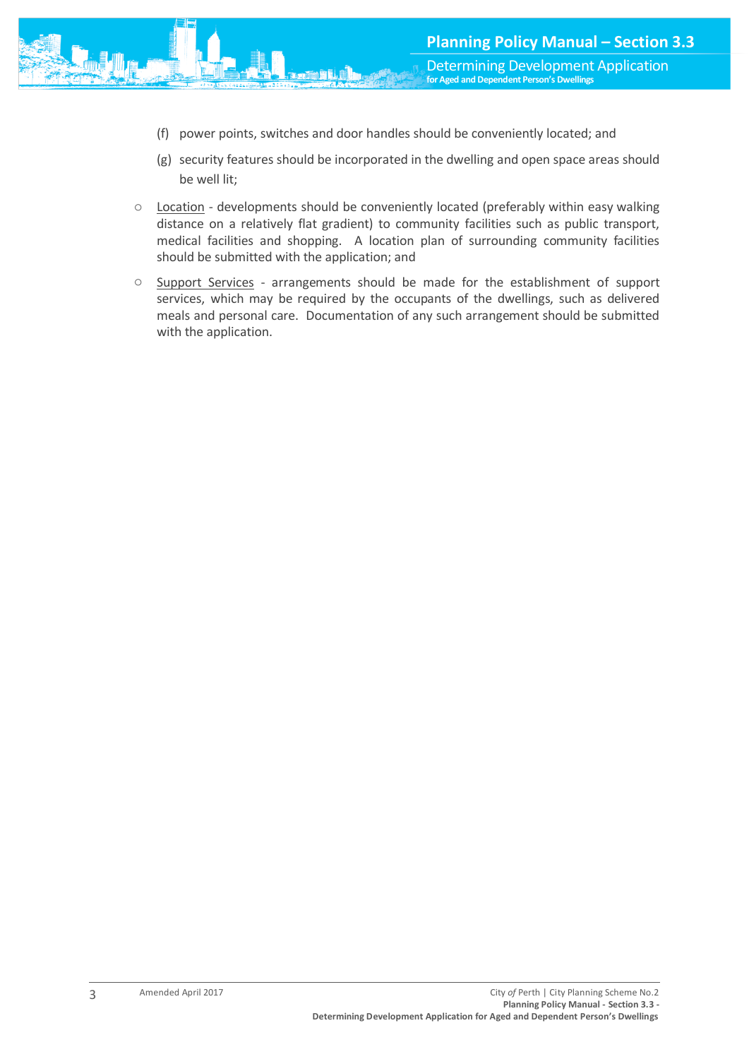(f) power points, switches and door handles should be conveniently located; and

(g) security features should be incorporated in the dwelling and open space areas should be well lit;

- Location - developments should be conveniently located (preferably within easy walking distance on a relatively flat gradient) to community facilities such as public transport, medical facilities and shopping. A location plan of surrounding community facilities should be submitted with the application; and

- Support Services - arrangements should be made for the establishment of support services, which may be required by the occupants of the dwellings, such as delivered meals and personal care. Documentation of any such arrangement should be submitted with the application.